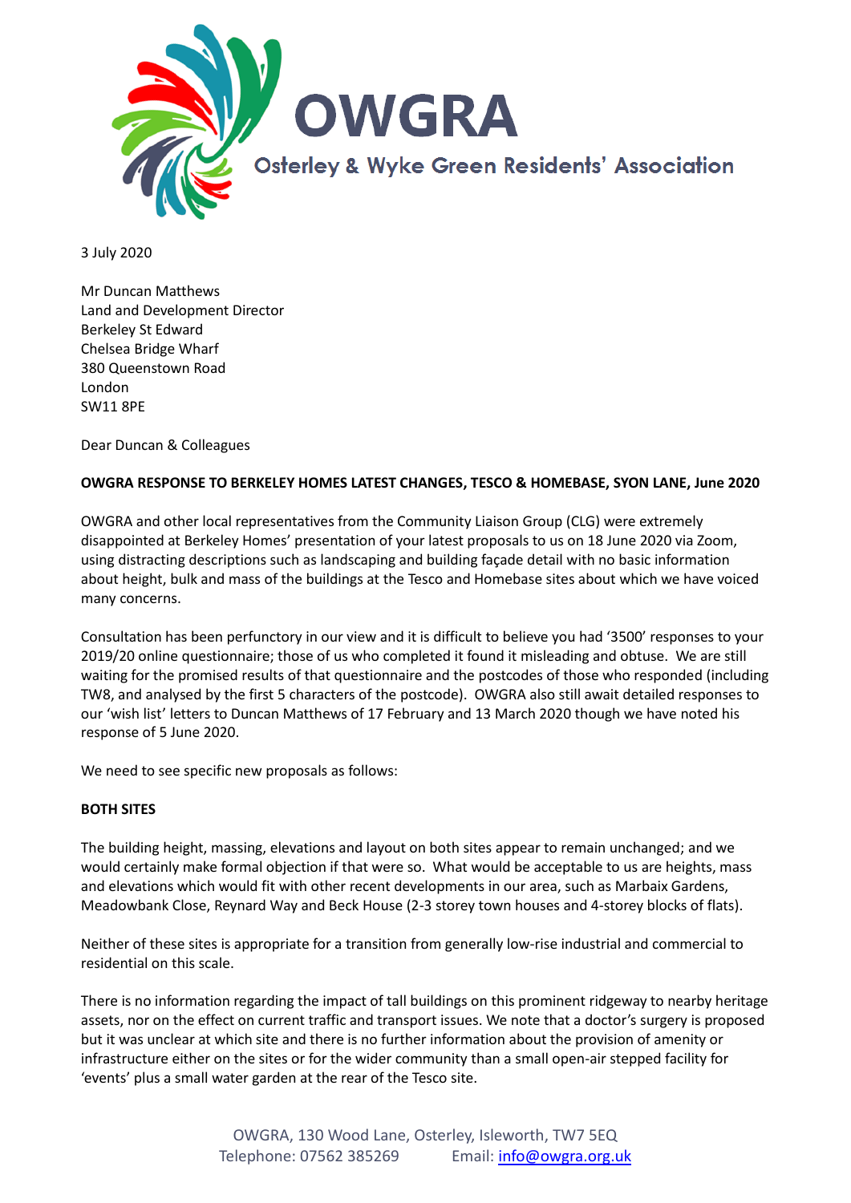# OWGRA

Osterley & Wyke Green Residents' Association

3 July 2020

Mr Duncan Matthews
Land and Development Director
Berkeley St Edward
Chelsea Bridge Wharf
380 Queenstown Road
London
SW11 8PE

Dear Duncan & Colleagues

**OWGRA RESPONSE TO BERKELEY HOMES LATEST CHANGES, TESCO & HOMEBASE, SYON LANE, June 2020**

OWGRA and other local representatives from the Community Liaison Group (CLG) were extremely disappointed at Berkeley Homes' presentation of your latest proposals to us on 18 June 2020 via Zoom, using distracting descriptions such as landscaping and building façade detail with no basic information about height, bulk and mass of the buildings at the Tesco and Homebase sites about which we have voiced many concerns.

Consultation has been perfunctory in our view and it is difficult to believe you had '3500' responses to your 2019/20 online questionnaire; those of us who completed it found it misleading and obtuse. We are still waiting for the promised results of that questionnaire and the postcodes of those who responded (including TW8, and analysed by the first 5 characters of the postcode). OWGRA also still await detailed responses to our 'wish list' letters to Duncan Matthews of 17 February and 13 March 2020 though we have noted his response of 5 June 2020.

We need to see specific new proposals as follows:

**BOTH SITES**

The building height, massing, elevations and layout on both sites appear to remain unchanged; and we would certainly make formal objection if that were so. What would be acceptable to us are heights, mass and elevations which would fit with other recent developments in our area, such as Marbaix Gardens, Meadowbank Close, Reynard Way and Beck House (2-3 storey town houses and 4-storey blocks of flats).

Neither of these sites is appropriate for a transition from generally low-rise industrial and commercial to residential on this scale.

There is no information regarding the impact of tall buildings on this prominent ridgeway to nearby heritage assets, nor on the effect on current traffic and transport issues. We note that a doctor's surgery is proposed but it was unclear at which site and there is no further information about the provision of amenity or infrastructure either on the sites or for the wider community than a small open-air stepped facility for 'events' plus a small water garden at the rear of the Tesco site.

OWGRA, 130 Wood Lane, Osterley, Isleworth, TW7 5EQ
Telephone: 07562 385269 Email: info@owgra.org.uk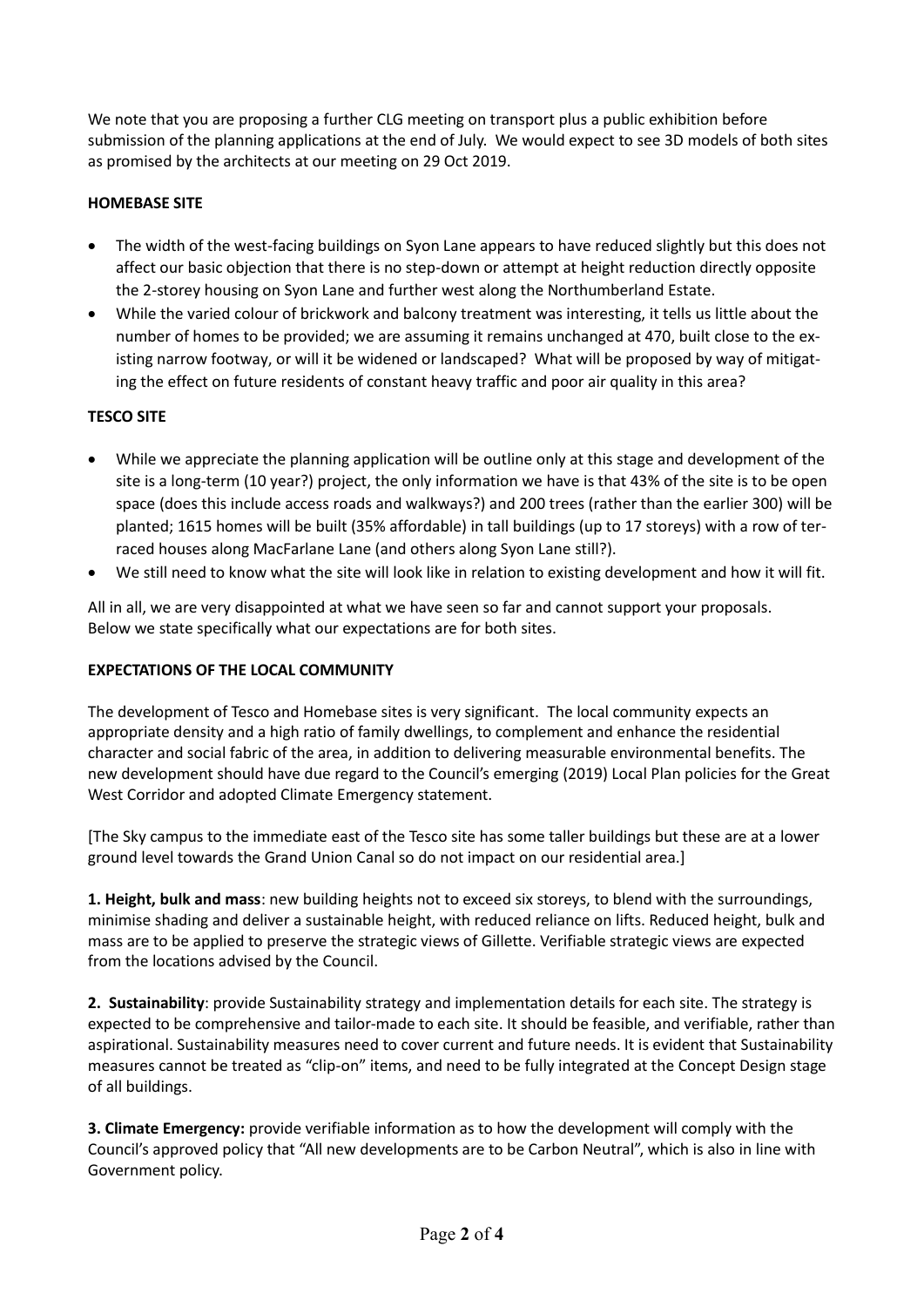We note that you are proposing a further CLG meeting on transport plus a public exhibition before submission of the planning applications at the end of July. We would expect to see 3D models of both sites as promised by the architects at our meeting on 29 Oct 2019.

**HOMEBASE SITE**

- The width of the west-facing buildings on Syon Lane appears to have reduced slightly but this does not affect our basic objection that there is no step-down or attempt at height reduction directly opposite the 2-storey housing on Syon Lane and further west along the Northumberland Estate.
- While the varied colour of brickwork and balcony treatment was interesting, it tells us little about the number of homes to be provided; we are assuming it remains unchanged at 470, built close to the existing narrow footway, or will it be widened or landscaped? What will be proposed by way of mitigating the effect on future residents of constant heavy traffic and poor air quality in this area?

**TESCO SITE**

- While we appreciate the planning application will be outline only at this stage and development of the site is a long-term (10 year?) project, the only information we have is that 43% of the site is to be open space (does this include access roads and walkways?) and 200 trees (rather than the earlier 300) will be planted; 1615 homes will be built (35% affordable) in tall buildings (up to 17 storeys) with a row of terraced houses along MacFarlane Lane (and others along Syon Lane still?).
- We still need to know what the site will look like in relation to existing development and how it will fit.

All in all, we are very disappointed at what we have seen so far and cannot support your proposals. Below we state specifically what our expectations are for both sites.

**EXPECTATIONS OF THE LOCAL COMMUNITY**

The development of Tesco and Homebase sites is very significant. The local community expects an appropriate density and a high ratio of family dwellings, to complement and enhance the residential character and social fabric of the area, in addition to delivering measurable environmental benefits. The new development should have due regard to the Council's emerging (2019) Local Plan policies for the Great West Corridor and adopted Climate Emergency statement.

[The Sky campus to the immediate east of the Tesco site has some taller buildings but these are at a lower ground level towards the Grand Union Canal so do not impact on our residential area.]

**1. Height, bulk and mass**: new building heights not to exceed six storeys, to blend with the surroundings, minimise shading and deliver a sustainable height, with reduced reliance on lifts. Reduced height, bulk and mass are to be applied to preserve the strategic views of Gillette. Verifiable strategic views are expected from the locations advised by the Council.

**2. Sustainability**: provide Sustainability strategy and implementation details for each site. The strategy is expected to be comprehensive and tailor-made to each site. It should be feasible, and verifiable, rather than aspirational. Sustainability measures need to cover current and future needs. It is evident that Sustainability measures cannot be treated as "clip-on" items, and need to be fully integrated at the Concept Design stage of all buildings.

**3. Climate Emergency:** provide verifiable information as to how the development will comply with the Council's approved policy that "All new developments are to be Carbon Neutral", which is also in line with Government policy.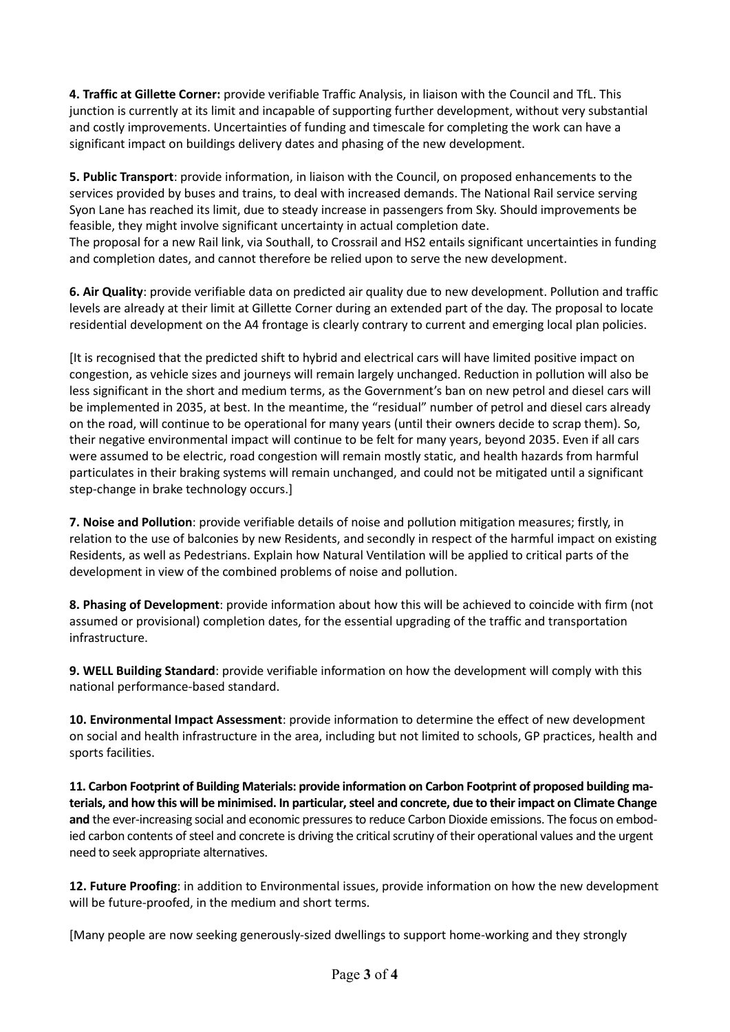**4. Traffic at Gillette Corner:** provide verifiable Traffic Analysis, in liaison with the Council and TfL. This junction is currently at its limit and incapable of supporting further development, without very substantial and costly improvements. Uncertainties of funding and timescale for completing the work can have a significant impact on buildings delivery dates and phasing of the new development.

**5. Public Transport**: provide information, in liaison with the Council, on proposed enhancements to the services provided by buses and trains, to deal with increased demands. The National Rail service serving Syon Lane has reached its limit, due to steady increase in passengers from Sky. Should improvements be feasible, they might involve significant uncertainty in actual completion date.
The proposal for a new Rail link, via Southall, to Crossrail and HS2 entails significant uncertainties in funding and completion dates, and cannot therefore be relied upon to serve the new development.

**6. Air Quality**: provide verifiable data on predicted air quality due to new development. Pollution and traffic levels are already at their limit at Gillette Corner during an extended part of the day. The proposal to locate residential development on the A4 frontage is clearly contrary to current and emerging local plan policies.

[It is recognised that the predicted shift to hybrid and electrical cars will have limited positive impact on congestion, as vehicle sizes and journeys will remain largely unchanged. Reduction in pollution will also be less significant in the short and medium terms, as the Government's ban on new petrol and diesel cars will be implemented in 2035, at best. In the meantime, the "residual" number of petrol and diesel cars already on the road, will continue to be operational for many years (until their owners decide to scrap them). So, their negative environmental impact will continue to be felt for many years, beyond 2035. Even if all cars were assumed to be electric, road congestion will remain mostly static, and health hazards from harmful particulates in their braking systems will remain unchanged, and could not be mitigated until a significant step-change in brake technology occurs.]

**7. Noise and Pollution**: provide verifiable details of noise and pollution mitigation measures; firstly, in relation to the use of balconies by new Residents, and secondly in respect of the harmful impact on existing Residents, as well as Pedestrians. Explain how Natural Ventilation will be applied to critical parts of the development in view of the combined problems of noise and pollution.

**8. Phasing of Development**: provide information about how this will be achieved to coincide with firm (not assumed or provisional) completion dates, for the essential upgrading of the traffic and transportation infrastructure.

**9. WELL Building Standard**: provide verifiable information on how the development will comply with this national performance-based standard.

**10. Environmental Impact Assessment**: provide information to determine the effect of new development on social and health infrastructure in the area, including but not limited to schools, GP practices, health and sports facilities.

**11. Carbon Footprint of Building Materials: provide information on Carbon Footprint of proposed building materials, and how this will be minimised. In particular, steel and concrete, due to their impact on Climate Change and** the ever-increasing social and economic pressures to reduce Carbon Dioxide emissions. The focus on embodied carbon contents of steel and concrete is driving the critical scrutiny of their operational values and the urgent need to seek appropriate alternatives.

**12. Future Proofing**: in addition to Environmental issues, provide information on how the new development will be future-proofed, in the medium and short terms.

[Many people are now seeking generously-sized dwellings to support home-working and they strongly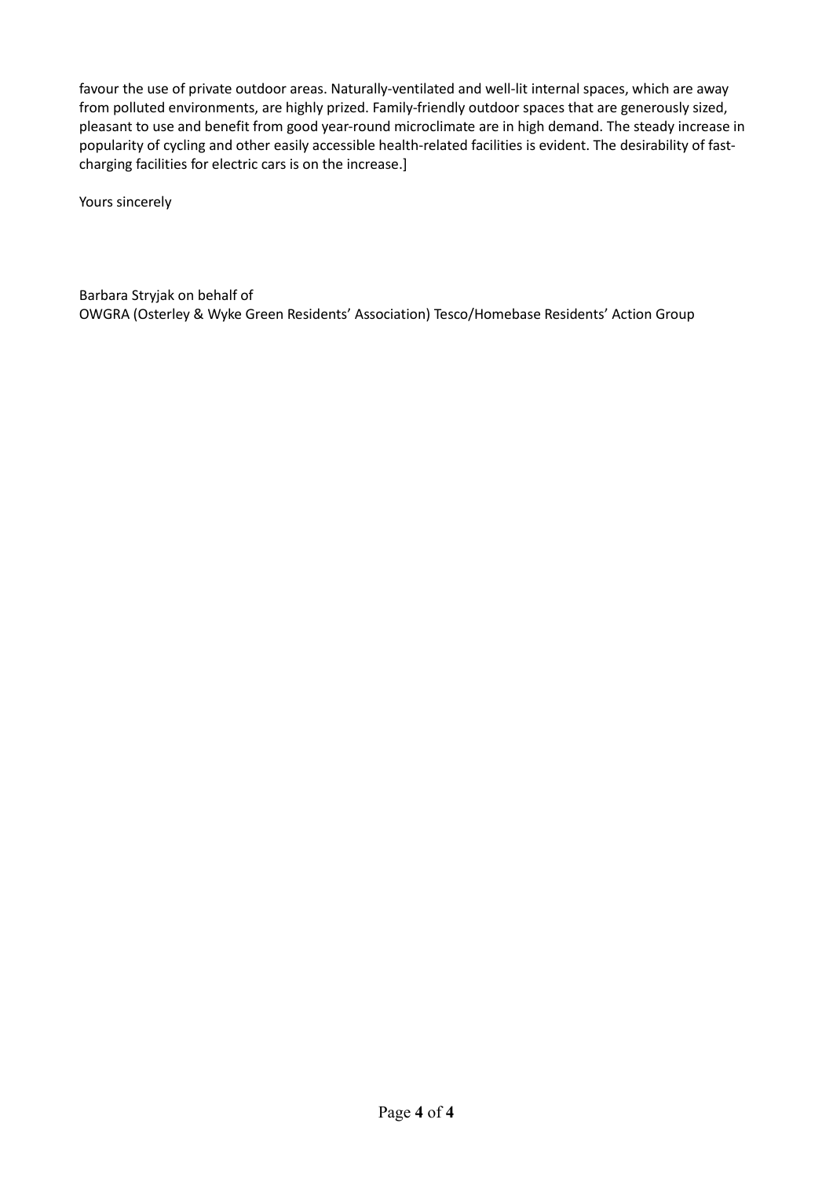favour the use of private outdoor areas. Naturally-ventilated and well-lit internal spaces, which are away from polluted environments, are highly prized. Family-friendly outdoor spaces that are generously sized, pleasant to use and benefit from good year-round microclimate are in high demand. The steady increase in popularity of cycling and other easily accessible health-related facilities is evident. The desirability of fast-charging facilities for electric cars is on the increase.]

Yours sincerely

Barbara Stryjak on behalf of
OWGRA (Osterley & Wyke Green Residents' Association) Tesco/Homebase Residents' Action Group